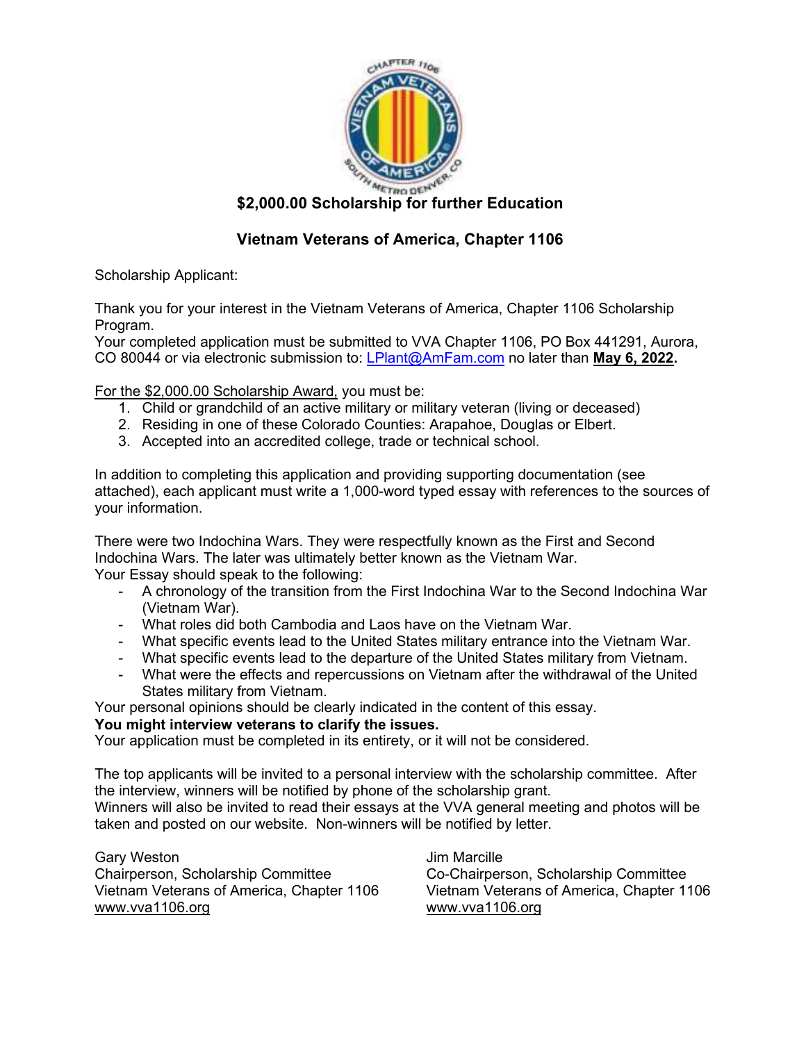## $2,000.00 Scholarship for further Education

## Vietnam Veterans of America, Chapter 1106

Scholarship Applicant:

Thank you for your interest in the Vietnam Veterans of America, Chapter 1106 Scholarship Program.
Your completed application must be submitted to VVA Chapter 1106, PO Box 441291, Aurora, CO 80044 or via electronic submission to: LPlant@AmFam.com no later than **May 6, 2022.**

For the $2,000.00 Scholarship Award, you must be:

1. Child or grandchild of an active military or military veteran (living or deceased)
2. Residing in one of these Colorado Counties: Arapahoe, Douglas or Elbert.
3. Accepted into an accredited college, trade or technical school.

In addition to completing this application and providing supporting documentation (see attached), each applicant must write a 1,000-word typed essay with references to the sources of your information.

There were two Indochina Wars. They were respectfully known as the First and Second Indochina Wars. The later was ultimately better known as the Vietnam War.
Your Essay should speak to the following:

- A chronology of the transition from the First Indochina War to the Second Indochina War (Vietnam War).
- What roles did both Cambodia and Laos have on the Vietnam War.
- What specific events lead to the United States military entrance into the Vietnam War.
- What specific events lead to the departure of the United States military from Vietnam.
- What were the effects and repercussions on Vietnam after the withdrawal of the United States military from Vietnam.

Your personal opinions should be clearly indicated in the content of this essay.
**You might interview veterans to clarify the issues.**
Your application must be completed in its entirety, or it will not be considered.

The top applicants will be invited to a personal interview with the scholarship committee. After the interview, winners will be notified by phone of the scholarship grant.
Winners will also be invited to read their essays at the VVA general meeting and photos will be taken and posted on our website. Non-winners will be notified by letter.

Gary Weston
Chairperson, Scholarship Committee
Vietnam Veterans of America, Chapter 1106
www.vva1106.org

Jim Marcille
Co-Chairperson, Scholarship Committee
Vietnam Veterans of America, Chapter 1106
www.vva1106.org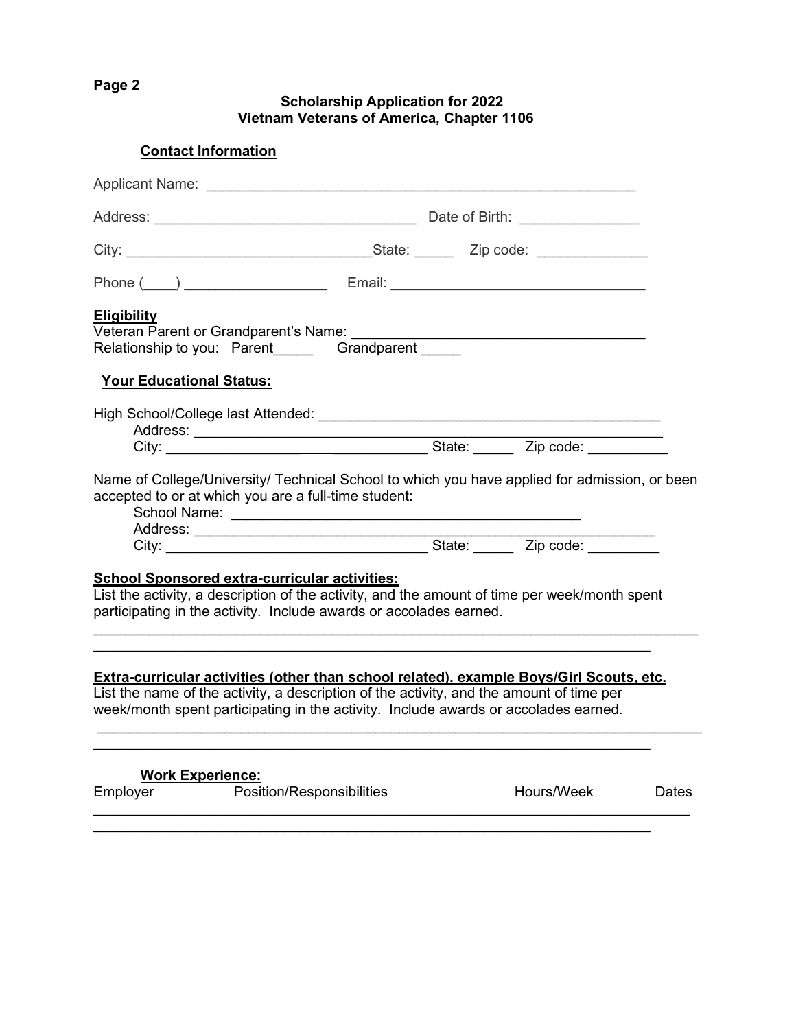**Scholarship Application for 2022**
**Vietnam Veterans of America, Chapter 1106**

## Contact Information

Applicant Name: ________________________________________________________

Address: __________________________________ Date of Birth: _______________

City: _______________________________State: _____ Zip code: ______________

Phone (____) __________________ Email: ________________________________

**Eligibility**

Veteran Parent or Grandparent's Name: ______________________________________

Relationship to you: Parent_____ Grandparent _____

## Your Educational Status:

High School/College last Attended: ____________________________________________

Address: _______________________________________________________________

City: _________________ _____________ State: _____ Zip code: __________

Name of College/University/ Technical School to which you have applied for admission, or been accepted to or at which you are a full-time student:

School Name: _____________________________________________

Address: _____________________________________________________________

City: _________________________________ State: _____ Zip code: _________

**School Sponsored extra-curricular activities:**

List the activity, a description of the activity, and the amount of time per week/month spent participating in the activity. Include awards or accolades earned.

_______________________________________________________________________________

_________________________________________________________________________

**Extra-curricular activities (other than school related). example Boys/Girl Scouts, etc.**

List the name of the activity, a description of the activity, and the amount of time per week/month spent participating in the activity. Include awards or accolades earned.

_______________________________________________________________________________

_________________________________________________________________________

## Work Experience:

| Employer | Position/Responsibilities | Hours/Week | Dates |
| --- | --- | --- | --- |
| | | | |
| | | | |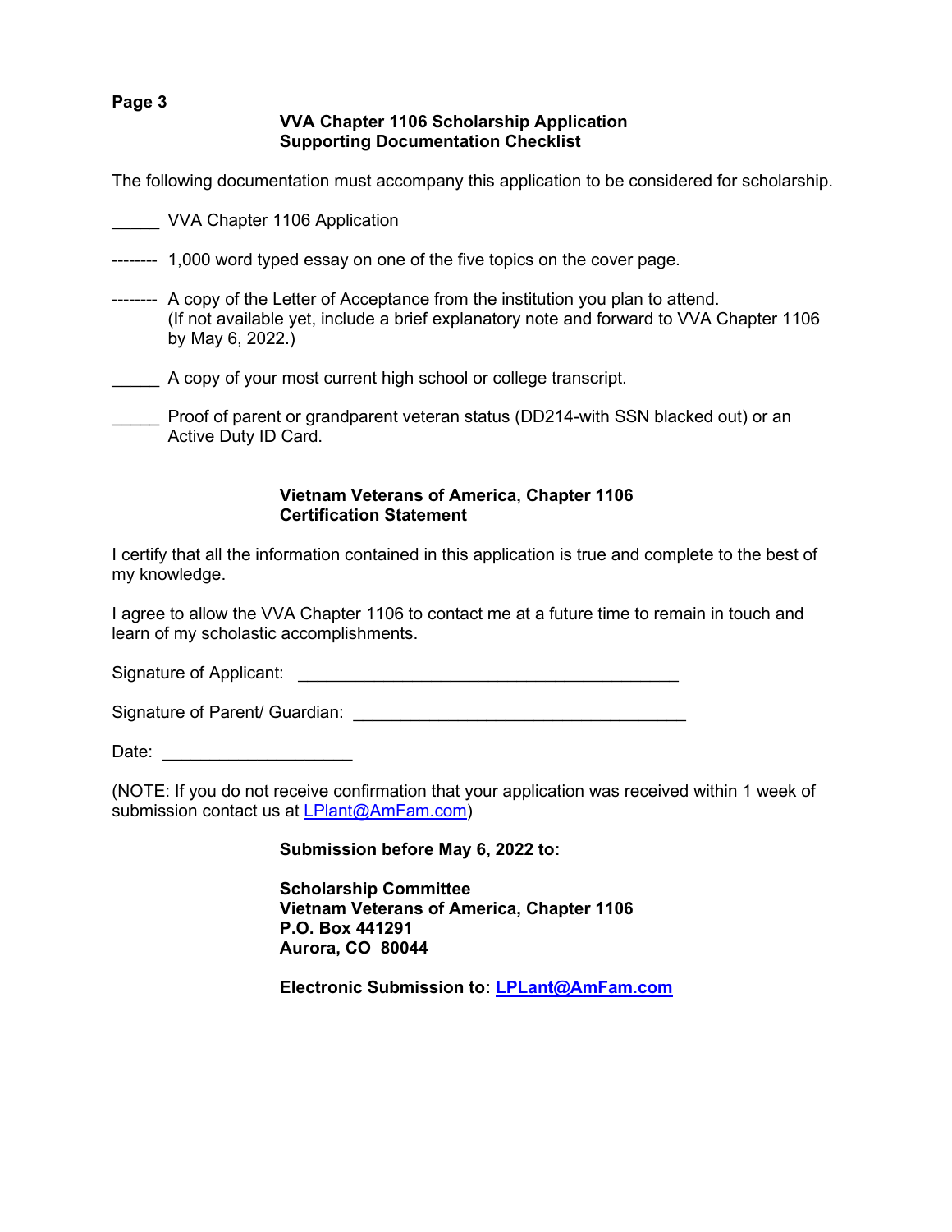**Page 3**

## VVA Chapter 1106 Scholarship Application
## Supporting Documentation Checklist

The following documentation must accompany this application to be considered for scholarship.

_____ VVA Chapter 1106 Application

-------- 1,000 word typed essay on one of the five topics on the cover page.

-------- A copy of the Letter of Acceptance from the institution you plan to attend. (If not available yet, include a brief explanatory note and forward to VVA Chapter 1106 by May 6, 2022.)

_____ A copy of your most current high school or college transcript.

_____ Proof of parent or grandparent veteran status (DD214-with SSN blacked out) or an Active Duty ID Card.

## Vietnam Veterans of America, Chapter 1106
## Certification Statement

I certify that all the information contained in this application is true and complete to the best of my knowledge.

I agree to allow the VVA Chapter 1106 to contact me at a future time to remain in touch and learn of my scholastic accomplishments.

Signature of Applicant: ________________________________________

Signature of Parent/ Guardian: ___________________________________

Date: ____________________

(NOTE: If you do not receive confirmation that your application was received within 1 week of submission contact us at LPlant@AmFam.com)

**Submission before May 6, 2022 to:**

**Scholarship Committee**
**Vietnam Veterans of America, Chapter 1106**
**P.O. Box 441291**
**Aurora, CO 80044**

**Electronic Submission to: LPLant@AmFam.com**